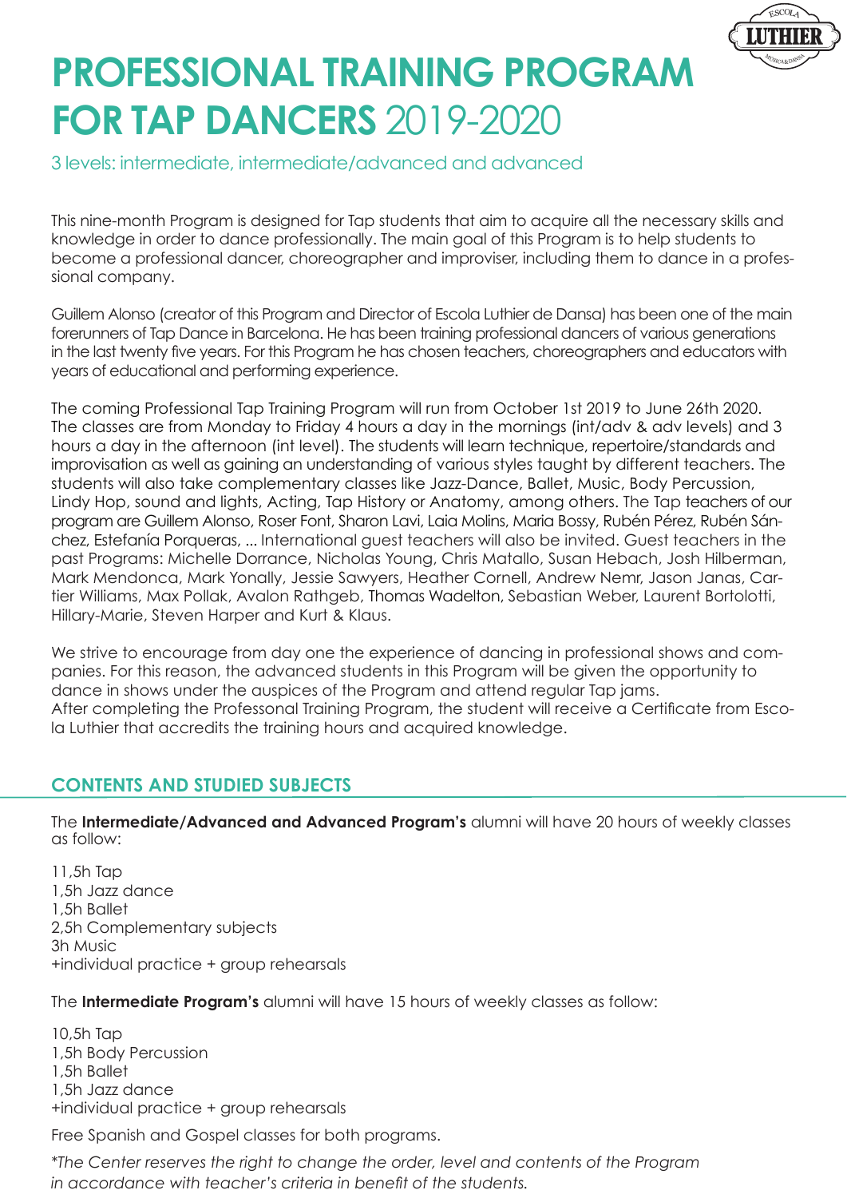# PROFESSIONAL TRAINING PROGRAM FOR TAP DANCERS 2019-2020

3 levels: intermediate, intermediate/advanced and advanced

This nine-month Program is designed for Tap students that aim to acquire all the necessary skills and knowledge in order to dance professionally. The main goal of this Program is to help students to become a professional dancer, choreographer and improviser, including them to dance in a professional company.

Guillem Alonso (creator of this Program and Director of Escola Luthier de Dansa) has been one of the main forerunners of Tap Dance in Barcelona. He has been training professional dancers of various generations in the last twenty five years. For this Program he has chosen teachers, choreographers and educators with years of educational and performing experience.

The coming Professional Tap Training Program will run from October 1st 2019 to June 26th 2020. The classes are from Monday to Friday 4 hours a day in the mornings (int/adv & adv levels) and 3 hours a day in the afternoon (int level). The students will learn technique, repertoire/standards and improvisation as well as gaining an understanding of various styles taught by different teachers. The students will also take complementary classes like Jazz-Dance, Ballet, Music, Body Percussion, Lindy Hop, sound and lights, Acting, Tap History or Anatomy, among others. The Tap teachers of our program are Guillem Alonso, Roser Font, Sharon Lavi, Laia Molins, Maria Bossy, Rubén Pérez, Rubén Sánchez, Estefanía Porqueras, ... International guest teachers will also be invited. Guest teachers in the past Programs: Michelle Dorrance, Nicholas Young, Chris Matallo, Susan Hebach, Josh Hilberman, Mark Mendonca, Mark Yonally, Jessie Sawyers, Heather Cornell, Andrew Nemr, Jason Janas, Cartier Williams, Max Pollak, Avalon Rathgeb, Thomas Wadelton, Sebastian Weber, Laurent Bortolotti, Hillary-Marie, Steven Harper and Kurt & Klaus.

We strive to encourage from day one the experience of dancing in professional shows and companies. For this reason, the advanced students in this Program will be given the opportunity to dance in shows under the auspices of the Program and attend regular Tap jams.
After completing the Professonal Training Program, the student will receive a Certificate from Escola Luthier that accredits the training hours and acquired knowledge.

## CONTENTS AND STUDIED SUBJECTS

The **Intermediate/Advanced and Advanced Program's** alumni will have 20 hours of weekly classes as follow:

11,5h Tap
1,5h Jazz dance
1,5h Ballet
2,5h Complementary subjects
3h Music
+individual practice + group rehearsals

The **Intermediate Program's** alumni will have 15 hours of weekly classes as follow:

10,5h Tap
1,5h Body Percussion
1,5h Ballet
1,5h Jazz dance
+individual practice + group rehearsals

Free Spanish and Gospel classes for both programs.

*\*The Center reserves the right to change the order, level and contents of the Program in accordance with teacher's criteria in benefit of the students.*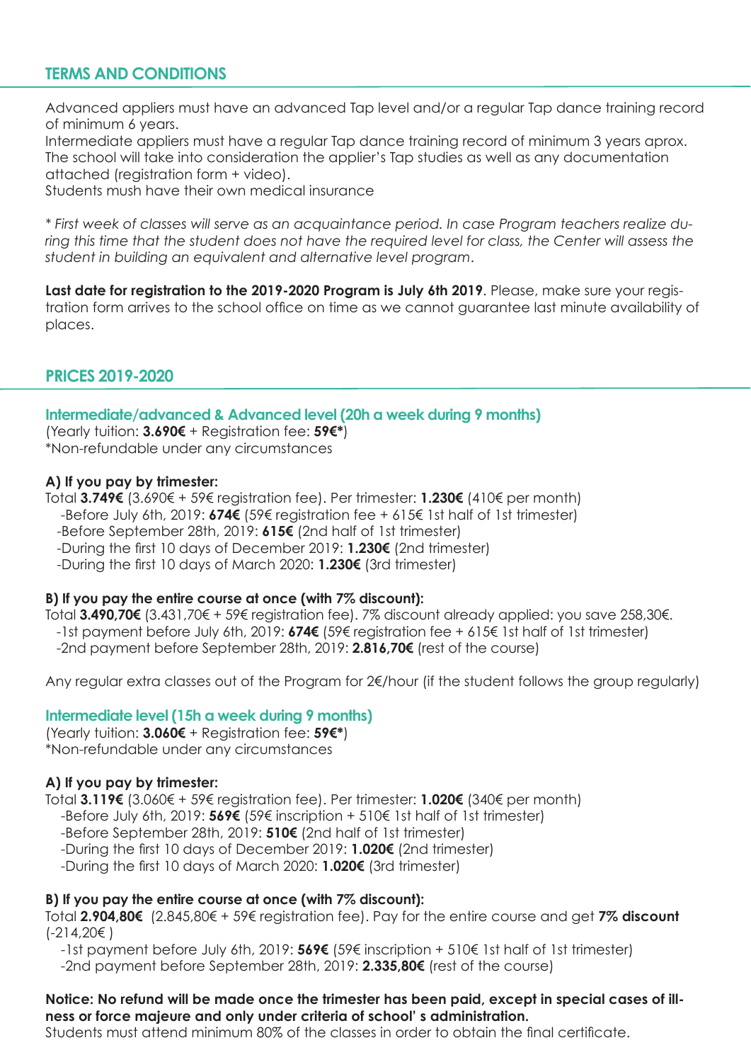## TERMS AND CONDITIONS

Advanced appliers must have an advanced Tap level and/or a regular Tap dance training record of minimum 6 years.
Intermediate appliers must have a regular Tap dance training record of minimum 3 years aprox.
The school will take into consideration the applier's Tap studies as well as any documentation attached (registration form + video).
Students mush have their own medical insurance

*\* First week of classes will serve as an acquaintance period. In case Program teachers realize during this time that the student does not have the required level for class, the Center will assess the student in building an equivalent and alternative level program*.

**Last date for registration to the 2019-2020 Program is July 6th 2019**. Please, make sure your registration form arrives to the school office on time as we cannot guarantee last minute availability of places.

## PRICES 2019-2020

### Intermediate/advanced & Advanced level (20h a week during 9 months)

(Yearly tuition: **3.690€** + Registration fee: **59€***)
*Non-refundable under any circumstances

**A) If you pay by trimester:**

Total **3.749€** (3.690€ + 59€ registration fee). Per trimester: **1.230€** (410€ per month)
- Before July 6th, 2019: **674€** (59€ registration fee + 615€ 1st half of 1st trimester)
- Before September 28th, 2019: **615€** (2nd half of 1st trimester)
- During the first 10 days of December 2019: **1.230€** (2nd trimester)
- During the first 10 days of March 2020: **1.230€** (3rd trimester)

**B) If you pay the entire course at once (with 7% discount):**

Total **3.490,70€** (3.431,70€ + 59€ registration fee). 7% discount already applied: you save 258,30€.
- 1st payment before July 6th, 2019: **674€** (59€ registration fee + 615€ 1st half of 1st trimester)
- 2nd payment before September 28th, 2019: **2.816,70€** (rest of the course)

Any regular extra classes out of the Program for 2€/hour (if the student follows the group regularly)

### Intermediate level (15h a week during 9 months)

(Yearly tuition: **3.060€** + Registration fee: **59€***)
*Non-refundable under any circumstances

**A) If you pay by trimester:**

Total **3.119€** (3.060€ + 59€ registration fee). Per trimester: **1.020€** (340€ per month)
- Before July 6th, 2019: **569€** (59€ registration fee + 510€ 1st half of 1st trimester)
- Before September 28th, 2019: **510€** (2nd half of 1st trimester)
- During the first 10 days of December 2019: **1.020€** (2nd trimester)
- During the first 10 days of March 2020: **1.020€** (3rd trimester)

**B) If you pay the entire course at once (with 7% discount):**

Total **2.904,80€** (2.845,80€ + 59€ registration fee). Pay for the entire course and get **7% discount** (-214,20€ )
- 1st payment before July 6th, 2019: **569€** (59€ inscription + 510€ 1st half of 1st trimester)
- 2nd payment before September 28th, 2019: **2.335,80€** (rest of the course)

**Notice: No refund will be made once the trimester has been paid, except in special cases of illness or force majeure and only under criteria of school' s administration.**
Students must attend minimum 80% of the classes in order to obtain the final certificate.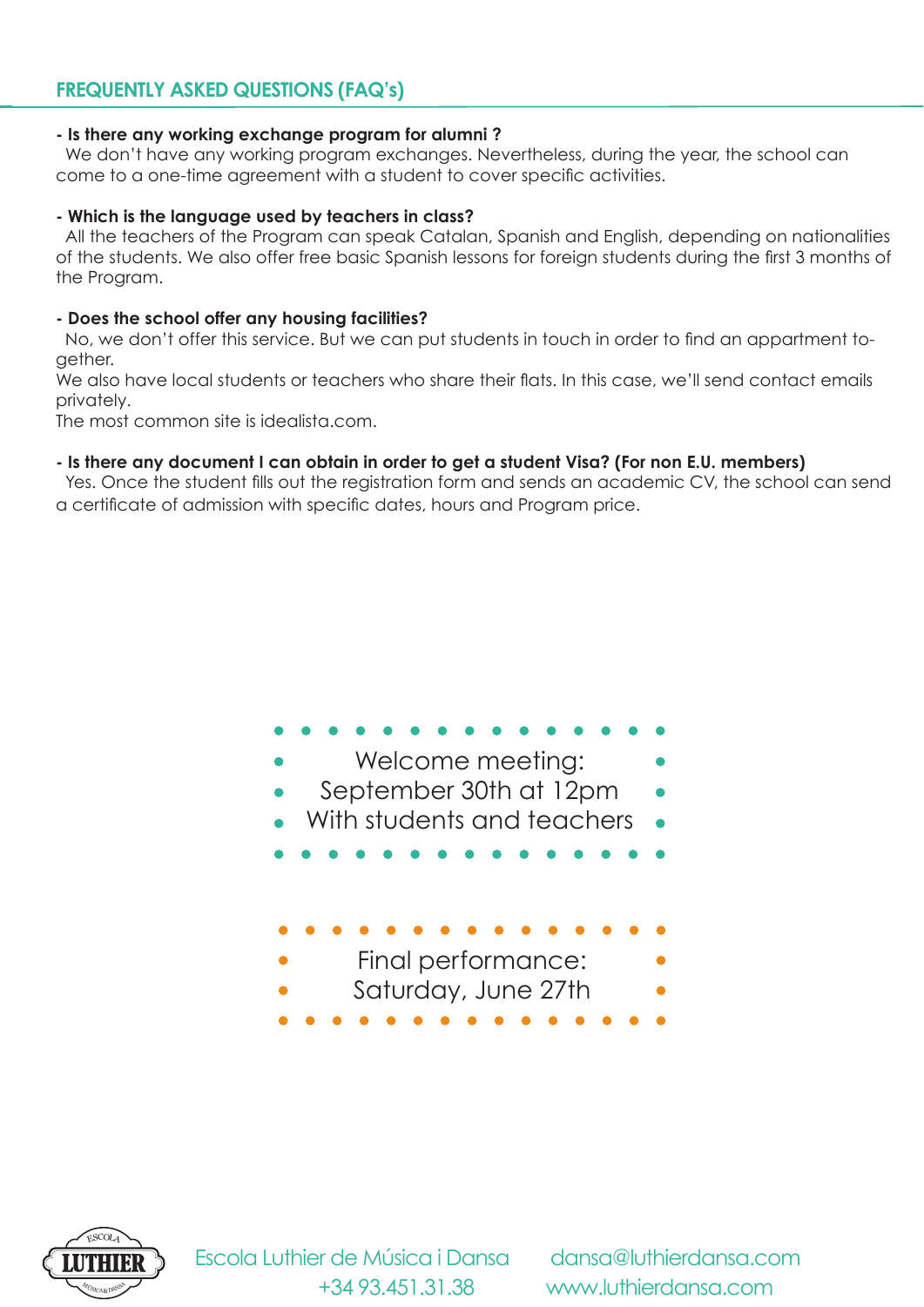## FREQUENTLY ASKED QUESTIONS (FAQ's)

**- Is there any working exchange program for alumni ?**

We don't have any working program exchanges. Nevertheless, during the year, the school can come to a one-time agreement with a student to cover specific activities.

**- Which is the language used by teachers in class?**

All the teachers of the Program can speak Catalan, Spanish and English, depending on nationalities of the students. We also offer free basic Spanish lessons for foreign students during the first 3 months of the Program.

**- Does the school offer any housing facilities?**

No, we don't offer this service. But we can put students in touch in order to find an appartment together.

We also have local students or teachers who share their flats. In this case, we'll send contact emails privately.

The most common site is idealista.com.

**- Is there any document I can obtain in order to get a student Visa? (For non E.U. members)**

Yes. Once the student fills out the registration form and sends an academic CV, the school can send a certificate of admission with specific dates, hours and Program price.

Welcome meeting:
September 30th at 12pm
With students and teachers

Final performance:
Saturday, June 27th

Escola Luthier de Música i Dansa
+34 93.451.31.38
dansa@luthierdansa.com
www.luthierdansa.com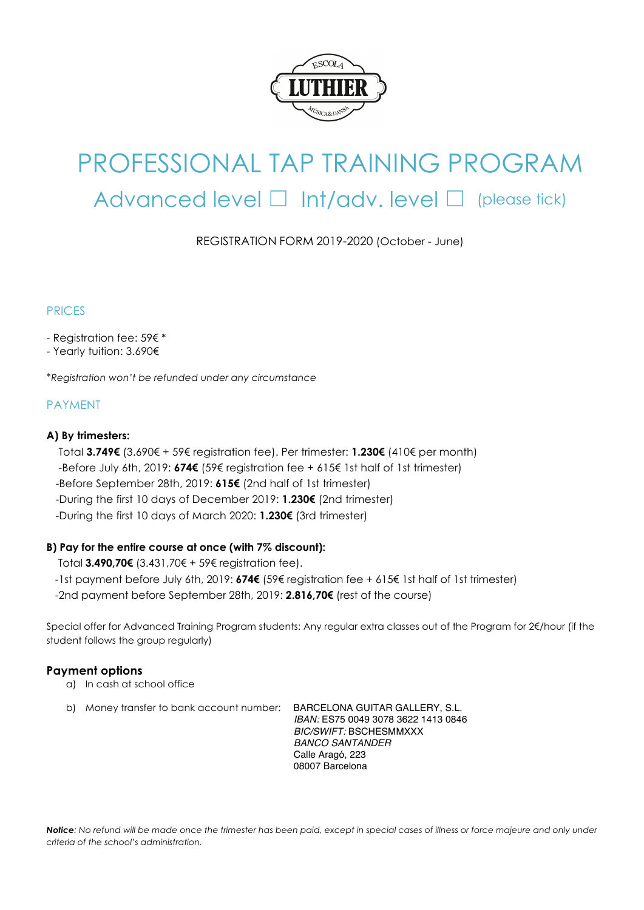# PROFESSIONAL TAP TRAINING PROGRAM

## Advanced level ☐ Int/adv. level ☐ (please tick)

REGISTRATION FORM 2019-2020 (October - June)

### PRICES

- Registration fee: 59€ *
- Yearly tuition: 3.690€

**Registration won't be refunded under any circumstance*

### PAYMENT

**A) By trimesters:**

Total **3.749€** (3.690€ + 59€ registration fee). Per trimester: **1.230€** (410€ per month)

-Before July 6th, 2019: **674€** (59€ registration fee + 615€ 1st half of 1st trimester)

-Before September 28th, 2019: **615€** (2nd half of 1st trimester)

-During the first 10 days of December 2019: **1.230€** (2nd trimester)

-During the first 10 days of March 2020: **1.230€** (3rd trimester)

**B) Pay for the entire course at once (with 7% discount):**

Total **3.490,70€** (3.431,70€ + 59€ registration fee).

-1st payment before July 6th, 2019: **674€** (59€ registration fee + 615€ 1st half of 1st trimester)

-2nd payment before September 28th, 2019: **2.816,70€** (rest of the course)

Special offer for Advanced Training Program students: Any regular extra classes out of the Program for 2€/hour (if the student follows the group regularly)

### Payment options

a) In cash at school office

b) Money transfer to bank account number: BARCELONA GUITAR GALLERY, S.L.
*IBAN:* ES75 0049 3078 3622 1413 0846
*BIC/SWIFT:* BSCHESMMXXX
*BANCO SANTANDER*
Calle Aragó, 223
08007 Barcelona

***Notice**: No refund will be made once the trimester has been paid, except in special cases of illness or force majeure and only under criteria of the school's administration.*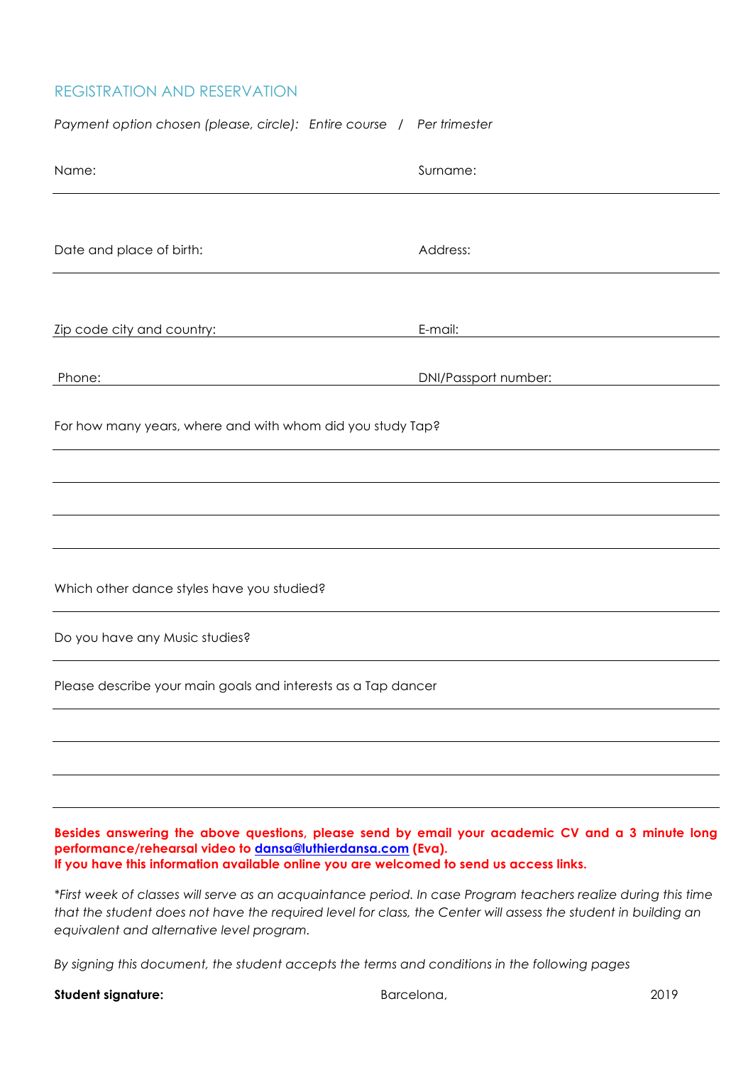## REGISTRATION AND RESERVATION

*Payment option chosen (please, circle): Entire course / Per trimester*

Name: Surname:

Date and place of birth: Address:

Zip code city and country: E-mail:

Phone: DNI/Passport number:

For how many years, where and with whom did you study Tap?

Which other dance styles have you studied?

Do you have any Music studies?

Please describe your main goals and interests as a Tap dancer

**Besides answering the above questions, please send by email your academic CV and a 3 minute long performance/rehearsal video to dansa@luthierdansa.com (Eva).**
**If you have this information available online you are welcomed to send us access links.**

*\*First week of classes will serve as an acquaintance period. In case Program teachers realize during this time that the student does not have the required level for class, the Center will assess the student in building an equivalent and alternative level program.*

*By signing this document, the student accepts the terms and conditions in the following pages*

**Student signature:** Barcelona, 2019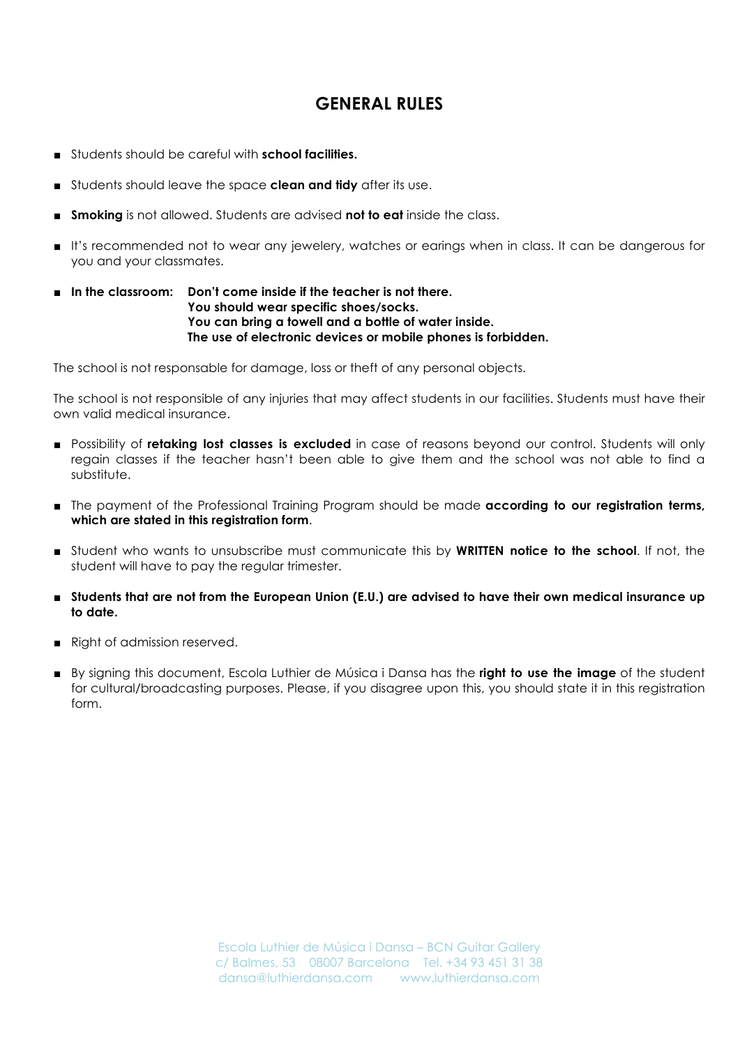## GENERAL RULES

- Students should be careful with **school facilities.**
- Students should leave the space **clean and tidy** after its use.
- **Smoking** is not allowed. Students are advised **not to eat** inside the class.
- It's recommended not to wear any jewelery, watches or earings when in class. It can be dangerous for you and your classmates.
- **In the classroom: Don't come inside if the teacher is not there.**
  **You should wear specific shoes/socks.**
  **You can bring a towell and a bottle of water inside.**
  **The use of electronic devices or mobile phones is forbidden.**

The school is not responsable for damage, loss or theft of any personal objects.

The school is not responsible of any injuries that may affect students in our facilities. Students must have their own valid medical insurance.

- Possibility of **retaking lost classes is excluded** in case of reasons beyond our control. Students will only regain classes if the teacher hasn't been able to give them and the school was not able to find a substitute.
- The payment of the Professional Training Program should be made **according to our registration terms, which are stated in this registration form**.
- Student who wants to unsubscribe must communicate this by **WRITTEN notice to the school**. If not, the student will have to pay the regular trimester.
- **Students that are not from the European Union (E.U.) are advised to have their own medical insurance up to date.**
- Right of admission reserved.
- By signing this document, Escola Luthier de Música i Dansa has the **right to use the image** of the student for cultural/broadcasting purposes. Please, if you disagree upon this, you should state it in this registration form.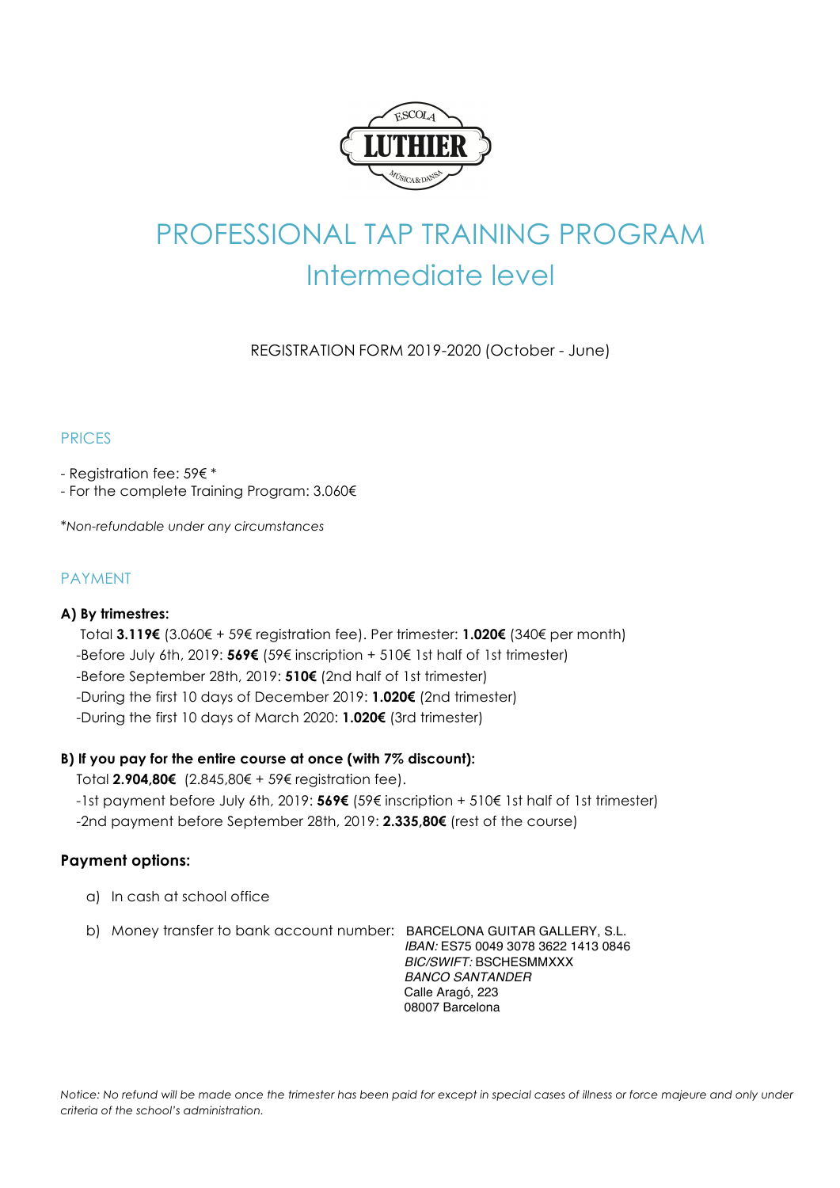# PROFESSIONAL TAP TRAINING PROGRAM
## Intermediate level

REGISTRATION FORM 2019-2020 (October - June)

### PRICES

- Registration fee: 59€ *
- For the complete Training Program: 3.060€

*\*Non-refundable under any circumstances*

### PAYMENT

**A) By trimestres:**

Total **3.119€** (3.060€ + 59€ registration fee). Per trimester: **1.020€** (340€ per month)

-Before July 6th, 2019: **569€** (59€ inscription + 510€ 1st half of 1st trimester)

-Before September 28th, 2019: **510€** (2nd half of 1st trimester)

-During the first 10 days of December 2019: **1.020€** (2nd trimester)

-During the first 10 days of March 2020: **1.020€** (3rd trimester)

**B) If you pay for the entire course at once (with 7% discount):**

Total **2.904,80€** (2.845,80€ + 59€ registration fee).

-1st payment before July 6th, 2019: **569€** (59€ inscription + 510€ 1st half of 1st trimester)

-2nd payment before September 28th, 2019: **2.335,80€** (rest of the course)

**Payment options:**

a) In cash at school office

b) Money transfer to bank account number: BARCELONA GUITAR GALLERY, S.L.
*IBAN:* ES75 0049 3078 3622 1413 0846
*BIC/SWIFT:* BSCHESMMXXX
*BANCO SANTANDER*
Calle Aragó, 223
08007 Barcelona

*Notice: No refund will be made once the trimester has been paid for except in special cases of illness or force majeure and only under criteria of the school's administration.*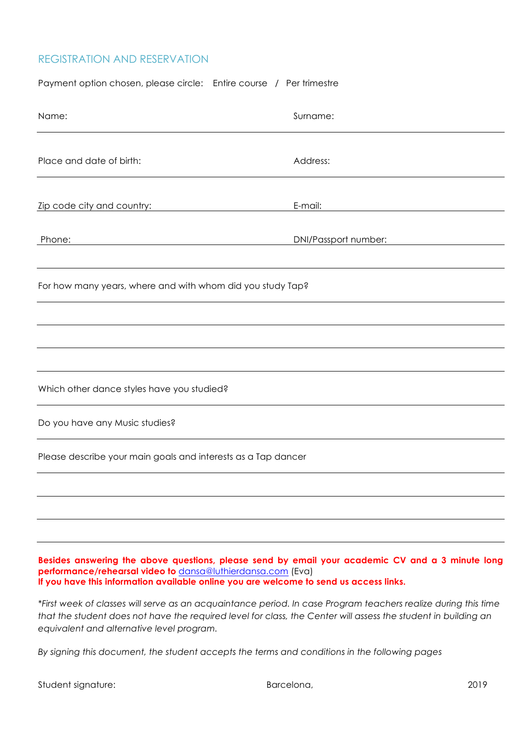## REGISTRATION AND RESERVATION

Payment option chosen, please circle: Entire course / Per trimestre

Name: Surname:

Place and date of birth: Address:

Zip code city and country: E-mail:

Phone: DNI/Passport number:

For how many years, where and with whom did you study Tap?

Which other dance styles have you studied?

Do you have any Music studies?

Please describe your main goals and interests as a Tap dancer

**Besides answering the above questions, please send by email your academic CV and a 3 minute long performance/rehearsal video to** dansa@luthierdansa.com (Eva)
**If you have this information available online you are welcome to send us access links.**

*\*First week of classes will serve as an acquaintance period. In case Program teachers realize during this time that the student does not have the required level for class, the Center will assess the student in building an equivalent and alternative level program.*

*By signing this document, the student accepts the terms and conditions in the following pages*

Student signature: Barcelona, 2019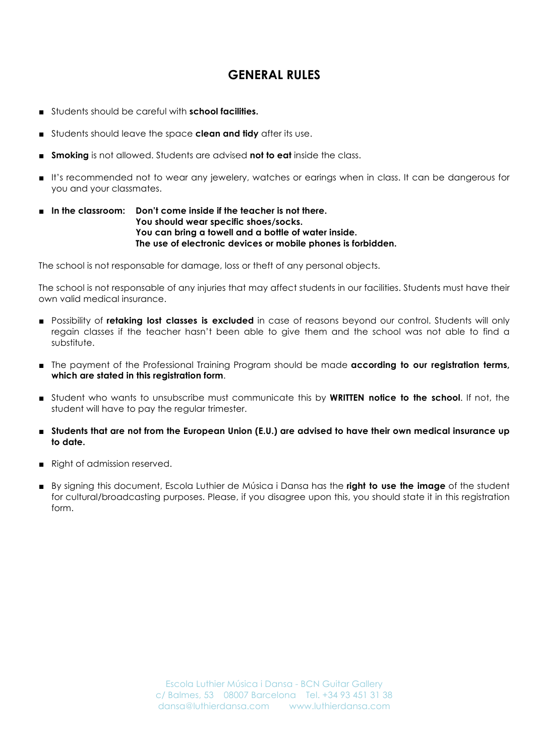## GENERAL RULES

- Students should be careful with **school facilities.**
- Students should leave the space **clean and tidy** after its use.
- **Smoking** is not allowed. Students are advised **not to eat** inside the class.
- It's recommended not to wear any jewelery, watches or earings when in class. It can be dangerous for you and your classmates.
- **In the classroom: Don't come inside if the teacher is not there.**
  **You should wear specific shoes/socks.**
  **You can bring a towell and a bottle of water inside.**
  **The use of electronic devices or mobile phones is forbidden.**

The school is not responsable for damage, loss or theft of any personal objects.

The school is not responsable of any injuries that may affect students in our facilities. Students must have their own valid medical insurance.

- Possibility of **retaking lost classes is excluded** in case of reasons beyond our control. Students will only regain classes if the teacher hasn't been able to give them and the school was not able to find a substitute.
- The payment of the Professional Training Program should be made **according to our registration terms, which are stated in this registration form**.
- Student who wants to unsubscribe must communicate this by **WRITTEN notice to the school**. If not, the student will have to pay the regular trimester.
- **Students that are not from the European Union (E.U.) are advised to have their own medical insurance up to date.**
- Right of admission reserved.
- By signing this document, Escola Luthier de Música i Dansa has the **right to use the image** of the student for cultural/broadcasting purposes. Please, if you disagree upon this, you should state it in this registration form.